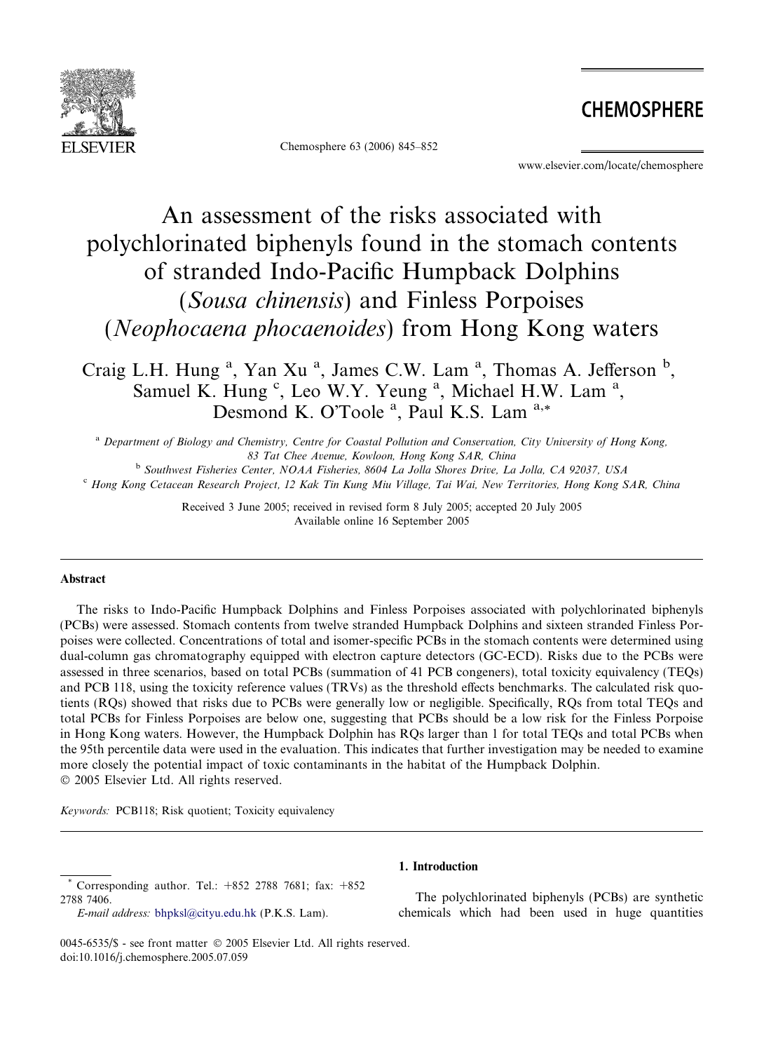# An assessment of the risks associated with polychlorinated biphenyls found in the stomach contents of stranded Indo-Pacific Humpback Dolphins (*Sousa chinensis*) and Finless Porpoises (*Neophocaena phocaenoides*) from Hong Kong waters

Craig L.H. Hung [a], Yan Xu [a], James C.W. Lam [a], Thomas A. Jefferson [b], Samuel K. Hung [c], Leo W.Y. Yeung [a], Michael H.W. Lam [a], Desmond K. O'Toole [a], Paul K.S. Lam [a,*]

[a] Department of Biology and Chemistry, Centre for Coastal Pollution and Conservation, City University of Hong Kong, 83 Tat Chee Avenue, Kowloon, Hong Kong SAR, China

[b] Southwest Fisheries Center, NOAA Fisheries, 8604 La Jolla Shores Drive, La Jolla, CA 92037, USA

[c] Hong Kong Cetacean Research Project, 12 Kak Tin Kung Miu Village, Tai Wai, New Territories, Hong Kong SAR, China

Received 3 June 2005; received in revised form 8 July 2005; accepted 20 July 2005

Available online 16 September 2005

## Abstract

The risks to Indo-Pacific Humpback Dolphins and Finless Porpoises associated with polychlorinated biphenyls (PCBs) were assessed. Stomach contents from twelve stranded Humpback Dolphins and sixteen stranded Finless Porpoises were collected. Concentrations of total and isomer-specific PCBs in the stomach contents were determined using dual-column gas chromatography equipped with electron capture detectors (GC-ECD). Risks due to the PCBs were assessed in three scenarios, based on total PCBs (summation of 41 PCB congeners), total toxicity equivalency (TEQs) and PCB 118, using the toxicity reference values (TRVs) as the threshold effects benchmarks. The calculated risk quotients (RQs) showed that risks due to PCBs were generally low or negligible. Specifically, RQs from total TEQs and total PCBs for Finless Porpoises are below one, suggesting that PCBs should be a low risk for the Finless Porpoise in Hong Kong waters. However, the Humpback Dolphin has RQs larger than 1 for total TEQs and total PCBs when the 95th percentile data were used in the evaluation. This indicates that further investigation may be needed to examine more closely the potential impact of toxic contaminants in the habitat of the Humpback Dolphin.

© 2005 Elsevier Ltd. All rights reserved.

*Keywords:* PCB118; Risk quotient; Toxicity equivalency

## 1. Introduction

The polychlorinated biphenyls (PCBs) are synthetic chemicals which had been used in huge quantities

---

* Corresponding author. Tel.: +852 2788 7681; fax: +852 2788 7406.
*E-mail address:* bhpksl@cityu.edu.hk (P.K.S. Lam).

0045-6535/$ - see front matter © 2005 Elsevier Ltd. All rights reserved.
doi:10.1016/j.chemosphere.2005.07.059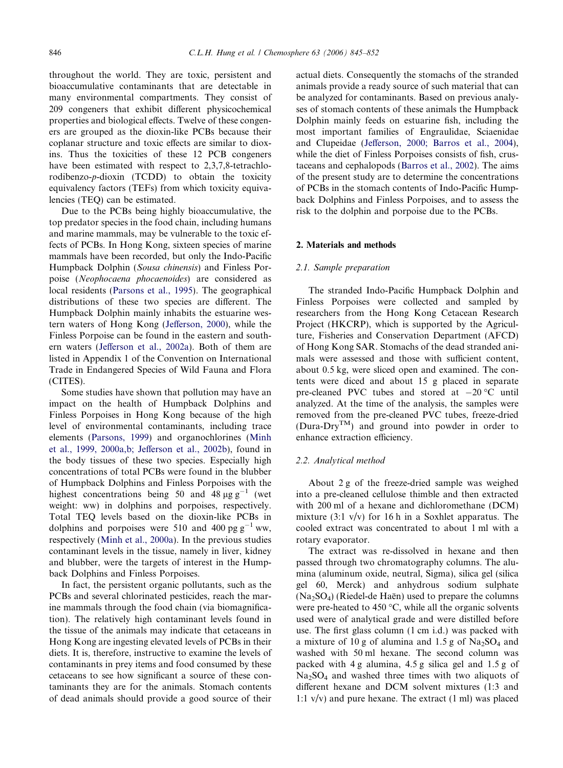throughout the world. They are toxic, persistent and bioaccumulative contaminants that are detectable in many environmental compartments. They consist of 209 congeners that exhibit different physicochemical properties and biological effects. Twelve of these congeners are grouped as the dioxin-like PCBs because their coplanar structure and toxic effects are similar to dioxins. Thus the toxicities of these 12 PCB congeners have been estimated with respect to 2,3,7,8-tetrachlorodibenzo-*p*-dioxin (TCDD) to obtain the toxicity equivalency factors (TEFs) from which toxicity equivalencies (TEQ) can be estimated.

Due to the PCBs being highly bioaccumulative, the top predator species in the food chain, including humans and marine mammals, may be vulnerable to the toxic effects of PCBs. In Hong Kong, sixteen species of marine mammals have been recorded, but only the Indo-Pacific Humpback Dolphin (*Sousa chinensis*) and Finless Porpoise (*Neophocaena phocaenoides*) are considered as local residents (Parsons et al., 1995). The geographical distributions of these two species are different. The Humpback Dolphin mainly inhabits the estuarine western waters of Hong Kong (Jefferson, 2000), while the Finless Porpoise can be found in the eastern and southern waters (Jefferson et al., 2002a). Both of them are listed in Appendix 1 of the Convention on International Trade in Endangered Species of Wild Fauna and Flora (CITES).

Some studies have shown that pollution may have an impact on the health of Humpback Dolphins and Finless Porpoises in Hong Kong because of the high level of environmental contaminants, including trace elements (Parsons, 1999) and organochlorines (Minh et al., 1999, 2000a,b; Jefferson et al., 2002b), found in the body tissues of these two species. Especially high concentrations of total PCBs were found in the blubber of Humpback Dolphins and Finless Porpoises with the highest concentrations being 50 and 48 $\mu g\,g^{-1}$ (wet weight: ww) in dolphins and porpoises, respectively. Total TEQ levels based on the dioxin-like PCBs in dolphins and porpoises were 510 and 400 $pg\,g^{-1}$ ww, respectively (Minh et al., 2000a). In the previous studies contaminant levels in the tissue, namely in liver, kidney and blubber, were the targets of interest in the Humpback Dolphins and Finless Porpoises.

In fact, the persistent organic pollutants, such as the PCBs and several chlorinated pesticides, reach the marine mammals through the food chain (via biomagnification). The relatively high contaminant levels found in the tissue of the animals may indicate that cetaceans in Hong Kong are ingesting elevated levels of PCBs in their diets. It is, therefore, instructive to examine the levels of contaminants in prey items and food consumed by these cetaceans to see how significant a source of these contaminants they are for the animals. Stomach contents of dead animals should provide a good source of their actual diets. Consequently the stomachs of the stranded animals provide a ready source of such material that can be analyzed for contaminants. Based on previous analyses of stomach contents of these animals the Humpback Dolphin mainly feeds on estuarine fish, including the most important families of Engraulidae, Sciaenidae and Clupeidae (Jefferson, 2000; Barros et al., 2004), while the diet of Finless Porpoises consists of fish, crustaceans and cephalopods (Barros et al., 2002). The aims of the present study are to determine the concentrations of PCBs in the stomach contents of Indo-Pacific Humpback Dolphins and Finless Porpoises, and to assess the risk to the dolphin and porpoise due to the PCBs.

## 2. Materials and methods

### 2.1. Sample preparation

The stranded Indo-Pacific Humpback Dolphin and Finless Porpoises were collected and sampled by researchers from the Hong Kong Cetacean Research Project (HKCRP), which is supported by the Agriculture, Fisheries and Conservation Department (AFCD) of Hong Kong SAR. Stomachs of the dead stranded animals were assessed and those with sufficient content, about 0.5 kg, were sliced open and examined. The contents were diced and about 15 g placed in separate pre-cleaned PVC tubes and stored at −20 °C until analyzed. At the time of the analysis, the samples were removed from the pre-cleaned PVC tubes, freeze-dried (Dura-Dry™) and ground into powder in order to enhance extraction efficiency.

### 2.2. Analytical method

About 2 g of the freeze-dried sample was weighed into a pre-cleaned cellulose thimble and then extracted with 200 ml of a hexane and dichloromethane (DCM) mixture (3:1 v/v) for 16 h in a Soxhlet apparatus. The cooled extract was concentrated to about 1 ml with a rotary evaporator.

The extract was re-dissolved in hexane and then passed through two chromatography columns. The alumina (aluminum oxide, neutral, Sigma), silica gel (silica gel 60, Merck) and anhydrous sodium sulphate ($Na_2SO_4$) (Riedel-de Haën) used to prepare the columns were pre-heated to 450 °C, while all the organic solvents used were of analytical grade and were distilled before use. The first glass column (1 cm i.d.) was packed with a mixture of 10 g of alumina and 1.5 g of $Na_2SO_4$ and washed with 50 ml hexane. The second column was packed with 4 g alumina, 4.5 g silica gel and 1.5 g of $Na_2SO_4$ and washed three times with two aliquots of different hexane and DCM solvent mixtures (1:3 and 1:1 v/v) and pure hexane. The extract (1 ml) was placed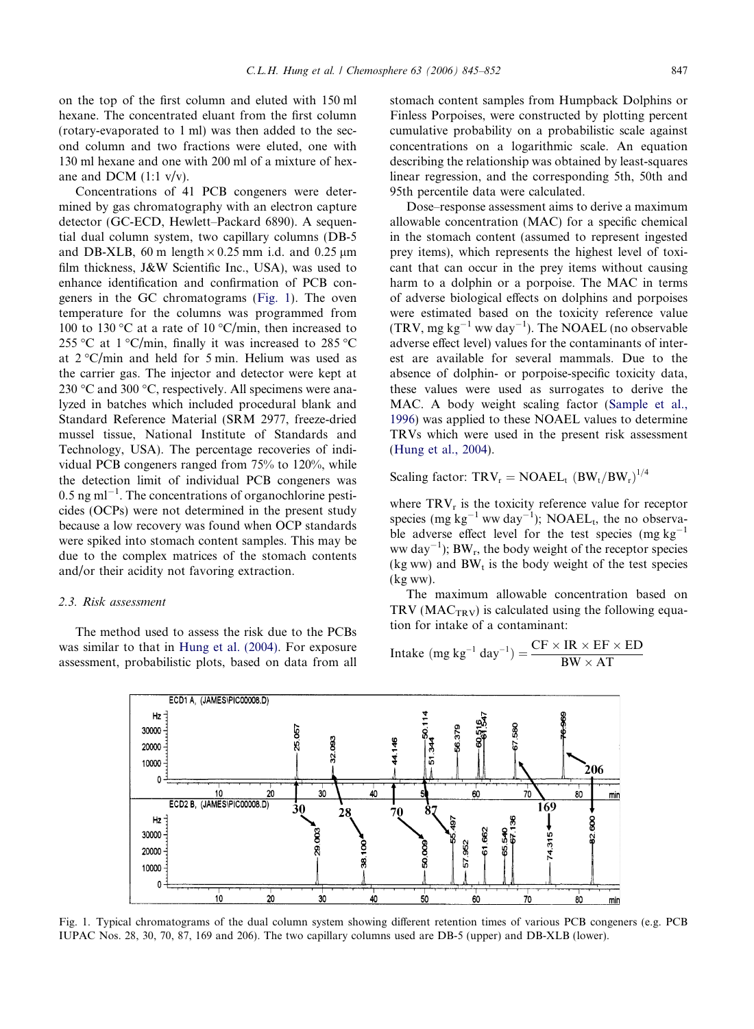on the top of the first column and eluted with 150 ml hexane. The concentrated eluant from the first column (rotary-evaporated to 1 ml) was then added to the second column and two fractions were eluted, one with 130 ml hexane and one with 200 ml of a mixture of hexane and DCM (1:1 v/v).

Concentrations of 41 PCB congeners were determined by gas chromatography with an electron capture detector (GC-ECD, Hewlett–Packard 6890). A sequential dual column system, two capillary columns (DB-5 and DB-XLB, 60 m length × 0.25 mm i.d. and 0.25 μm film thickness, J&W Scientific Inc., USA), was used to enhance identification and confirmation of PCB congeners in the GC chromatograms (Fig. 1). The oven temperature for the columns was programmed from 100 to 130 °C at a rate of 10 °C/min, then increased to 255 °C at 1 °C/min, finally it was increased to 285 °C at 2 °C/min and held for 5 min. Helium was used as the carrier gas. The injector and detector were kept at 230 °C and 300 °C, respectively. All specimens were analyzed in batches which included procedural blank and Standard Reference Material (SRM 2977, freeze-dried mussel tissue, National Institute of Standards and Technology, USA). The percentage recoveries of individual PCB congeners ranged from 75% to 120%, while the detection limit of individual PCB congeners was $0.5\ \text{ng ml}^{-1}$. The concentrations of organochlorine pesticides (OCPs) were not determined in the present study because a low recovery was found when OCP standards were spiked into stomach content samples. This may be due to the complex matrices of the stomach contents and/or their acidity not favoring extraction.

### 2.3. Risk assessment

The method used to assess the risk due to the PCBs was similar to that in Hung et al. (2004). For exposure assessment, probabilistic plots, based on data from all stomach content samples from Humpback Dolphins or Finless Porpoises, were constructed by plotting percent cumulative probability on a probabilistic scale against concentrations on a logarithmic scale. An equation describing the relationship was obtained by least-squares linear regression, and the corresponding 5th, 50th and 95th percentile data were calculated.

Dose–response assessment aims to derive a maximum allowable concentration (MAC) for a specific chemical in the stomach content (assumed to represent ingested prey items), which represents the highest level of toxicant that can occur in the prey items without causing harm to a dolphin or a porpoise. The MAC in terms of adverse biological effects on dolphins and porpoises were estimated based on the toxicity reference value (TRV, $\text{mg kg}^{-1}\ \text{ww day}^{-1}$). The NOAEL (no observable adverse effect level) values for the contaminants of interest are available for several mammals. Due to the absence of dolphin- or porpoise-specific toxicity data, these values were used as surrogates to derive the MAC. A body weight scaling factor (Sample et al., 1996) was applied to these NOAEL values to determine TRVs which were used in the present risk assessment (Hung et al., 2004).

$$\text{Scaling factor: } \text{TRV}_r = \text{NOAEL}_t\ (\text{BW}_t/\text{BW}_r)^{1/4}$$

where $\text{TRV}_r$ is the toxicity reference value for receptor species ($\text{mg kg}^{-1}\ \text{ww day}^{-1}$); $\text{NOAEL}_t$, the no observable adverse effect level for the test species ($\text{mg kg}^{-1}\ \text{ww day}^{-1}$); $\text{BW}_r$, the body weight of the receptor species (kg ww) and $\text{BW}_t$ is the body weight of the test species (kg ww).

The maximum allowable concentration based on TRV ($\text{MAC}_{\text{TRV}}$) is calculated using the following equation for intake of a contaminant:

$$\text{Intake } (\text{mg kg}^{-1}\ \text{day}^{-1}) = \frac{\text{CF} \times \text{IR} \times \text{EF} \times \text{ED}}{\text{BW} \times \text{AT}}$$

Fig. 1. Typical chromatograms of the dual column system showing different retention times of various PCB congeners (e.g. PCB IUPAC Nos. 28, 30, 70, 87, 169 and 206). The two capillary columns used are DB-5 (upper) and DB-XLB (lower).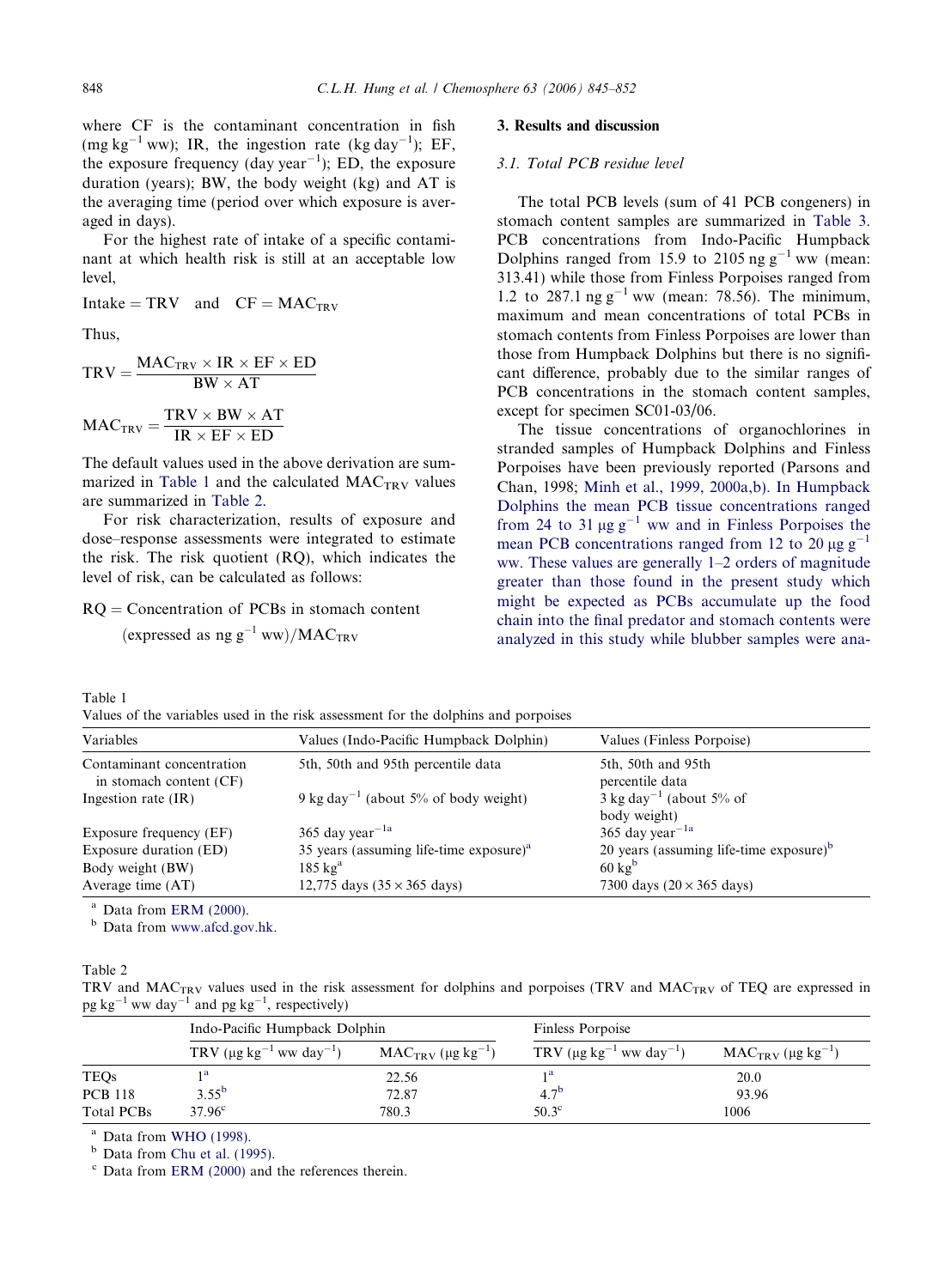where CF is the contaminant concentration in fish ($mg\ kg^{-1}$ ww); IR, the ingestion rate ($kg\ day^{-1}$); EF, the exposure frequency ($day\ year^{-1}$); ED, the exposure duration (years); BW, the body weight (kg) and AT is the averaging time (period over which exposure is averaged in days).

For the highest rate of intake of a specific contaminant at which health risk is still at an acceptable low level,

$$\text{Intake} = \text{TRV} \quad \text{and} \quad \text{CF} = \text{MAC}_{\text{TRV}}$$

Thus,

$$\text{TRV} = \frac{\text{MAC}_{\text{TRV}} \times \text{IR} \times \text{EF} \times \text{ED}}{\text{BW} \times \text{AT}}$$

$$\text{MAC}_{\text{TRV}} = \frac{\text{TRV} \times \text{BW} \times \text{AT}}{\text{IR} \times \text{EF} \times \text{ED}}$$

The default values used in the above derivation are summarized in Table 1 and the calculated $\text{MAC}_{\text{TRV}}$ values are summarized in Table 2.

For risk characterization, results of exposure and dose–response assessments were integrated to estimate the risk. The risk quotient (RQ), which indicates the level of risk, can be calculated as follows:

$$\text{RQ} = \text{Concentration of PCBs in stomach content (expressed as ng g}^{-1}\text{ ww)}/\text{MAC}_{\text{TRV}}$$

## 3. Results and discussion

### 3.1. Total PCB residue level

The total PCB levels (sum of 41 PCB congeners) in stomach content samples are summarized in Table 3. PCB concentrations from Indo-Pacific Humpback Dolphins ranged from 15.9 to 2105 $ng\ g^{-1}$ ww (mean: 313.41) while those from Finless Porpoises ranged from 1.2 to 287.1 $ng\ g^{-1}$ ww (mean: 78.56). The minimum, maximum and mean concentrations of total PCBs in stomach contents from Finless Porpoises are lower than those from Humpback Dolphins but there is no significant difference, probably due to the similar ranges of PCB concentrations in the stomach content samples, except for specimen SC01-03/06.

The tissue concentrations of organochlorines in stranded samples of Humpback Dolphins and Finless Porpoises have been previously reported (Parsons and Chan, 1998; Minh et al., 1999, 2000a,b). In Humpback Dolphins the mean PCB tissue concentrations ranged from 24 to 31 $\mu g\ g^{-1}$ ww and in Finless Porpoises the mean PCB concentrations ranged from 12 to 20 $\mu g\ g^{-1}$ ww. These values are generally 1–2 orders of magnitude greater than those found in the present study which might be expected as PCBs accumulate up the food chain into the final predator and stomach contents were analyzed in this study while blubber samples were ana-

Table 1
Values of the variables used in the risk assessment for the dolphins and porpoises

| Variables | Values (Indo-Pacific Humpback Dolphin) | Values (Finless Porpoise) |
|---|---|---|
| Contaminant concentration in stomach content (CF) | 5th, 50th and 95th percentile data | 5th, 50th and 95th percentile data |
| Ingestion rate (IR) | 9 $kg\ day^{-1}$ (about 5% of body weight) | 3 $kg\ day^{-1}$ (about 5% of body weight) |
| Exposure frequency (EF) | 365 $day\ year^{-1}$ [a] | 365 $day\ year^{-1}$ [a] |
| Exposure duration (ED) | 35 years (assuming life-time exposure)[a] | 20 years (assuming life-time exposure)[b] |
| Body weight (BW) | 185 kg[a] | 60 kg[b] |
| Average time (AT) | 12,775 days (35 × 365 days) | 7300 days (20 × 365 days) |

[a] Data from ERM (2000).
[b] Data from www.afcd.gov.hk.

Table 2
TRV and $\text{MAC}_{\text{TRV}}$ values used in the risk assessment for dolphins and porpoises (TRV and $\text{MAC}_{\text{TRV}}$ of TEQ are expressed in $pg\ kg^{-1}$ ww $day^{-1}$ and $pg\ kg^{-1}$, respectively)

| | Indo-Pacific Humpback Dolphin | | Finless Porpoise | |
|---|---|---|---|---|
| | TRV ($\mu g\ kg^{-1}$ ww $day^{-1}$) | $\text{MAC}_{\text{TRV}}$ ($\mu g\ kg^{-1}$) | TRV ($\mu g\ kg^{-1}$ ww $day^{-1}$) | $\text{MAC}_{\text{TRV}}$ ($\mu g\ kg^{-1}$) |
| TEQs | 1[a] | 22.56 | 1[a] | 20.0 |
| PCB 118 | 3.55[b] | 72.87 | 4.7[b] | 93.96 |
| Total PCBs | 37.96[c] | 780.3 | 50.3[c] | 1006 |

[a] Data from WHO (1998).
[b] Data from Chu et al. (1995).
[c] Data from ERM (2000) and the references therein.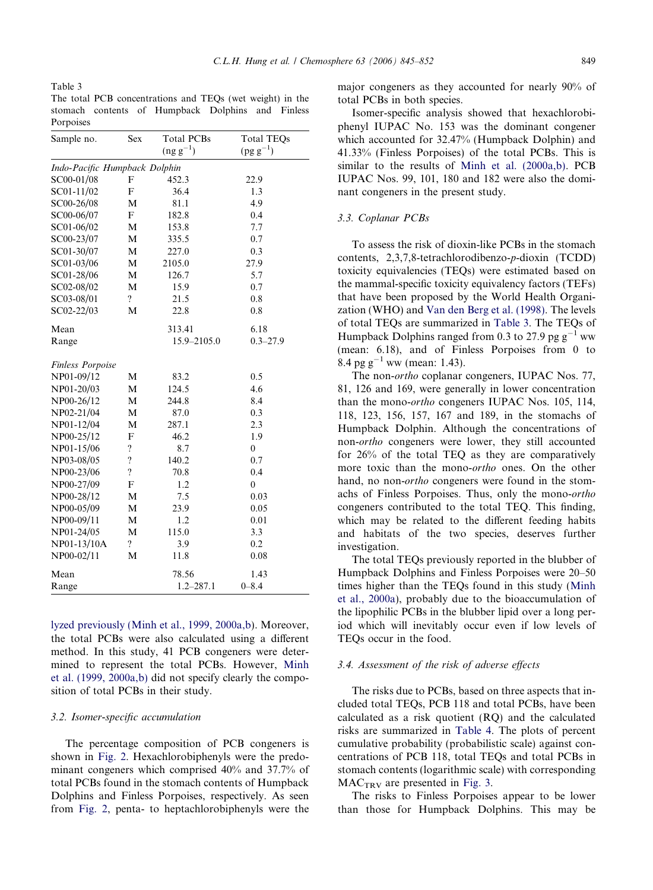Table 3
The total PCB concentrations and TEQs (wet weight) in the stomach contents of Humpback Dolphins and Finless Porpoises

| Sample no. | Sex | Total PCBs ($ng\ g^{-1}$) | Total TEQs ($pg\ g^{-1}$) |
|---|---|---|---|
| *Indo-Pacific Humpback Dolphin* | | | |
| SC00-01/08 | F | 452.3 | 22.9 |
| SC01-11/02 | F | 36.4 | 1.3 |
| SC00-26/08 | M | 81.1 | 4.9 |
| SC00-06/07 | F | 182.8 | 0.4 |
| SC01-06/02 | M | 153.8 | 7.7 |
| SC00-23/07 | M | 335.5 | 0.7 |
| SC01-30/07 | M | 227.0 | 0.3 |
| SC01-03/06 | M | 2105.0 | 27.9 |
| SC01-28/06 | M | 126.7 | 5.7 |
| SC02-08/02 | M | 15.9 | 0.7 |
| SC03-08/01 | ? | 21.5 | 0.8 |
| SC02-22/03 | M | 22.8 | 0.8 |
| Mean | | 313.41 | 6.18 |
| Range | | 15.9–2105.0 | 0.3–27.9 |
| *Finless Porpoise* | | | |
| NP01-09/12 | M | 83.2 | 0.5 |
| NP01-20/03 | M | 124.5 | 4.6 |
| NP00-26/12 | M | 244.8 | 8.4 |
| NP02-21/04 | M | 87.0 | 0.3 |
| NP01-12/04 | M | 287.1 | 2.3 |
| NP00-25/12 | F | 46.2 | 1.9 |
| NP01-15/06 | ? | 8.7 | 0 |
| NP03-08/05 | ? | 140.2 | 0.7 |
| NP00-23/06 | ? | 70.8 | 0.4 |
| NP00-27/09 | F | 1.2 | 0 |
| NP00-28/12 | M | 7.5 | 0.03 |
| NP00-05/09 | M | 23.9 | 0.05 |
| NP00-09/11 | M | 1.2 | 0.01 |
| NP01-24/05 | M | 115.0 | 3.3 |
| NP01-13/10A | ? | 3.9 | 0.2 |
| NP00-02/11 | M | 11.8 | 0.08 |
| Mean | | 78.56 | 1.43 |
| Range | | 1.2–287.1 | 0–8.4 |

lyzed previously (Minh et al., 1999, 2000a,b). Moreover, the total PCBs were also calculated using a different method. In this study, 41 PCB congeners were determined to represent the total PCBs. However, Minh et al. (1999, 2000a,b) did not specify clearly the composition of total PCBs in their study.

### 3.2. Isomer-specific accumulation

The percentage composition of PCB congeners is shown in Fig. 2. Hexachlorobiphenyls were the predominant congeners which comprised 40% and 37.7% of total PCBs found in the stomach contents of Humpback Dolphins and Finless Porpoises, respectively. As seen from Fig. 2, penta- to heptachlorobiphenyls were the major congeners as they accounted for nearly 90% of total PCBs in both species.

Isomer-specific analysis showed that hexachlorobiphenyl IUPAC No. 153 was the dominant congener which accounted for 32.47% (Humpback Dolphin) and 41.33% (Finless Porpoises) of the total PCBs. This is similar to the results of Minh et al. (2000a,b). PCB IUPAC Nos. 99, 101, 180 and 182 were also the dominant congeners in the present study.

### 3.3. Coplanar PCBs

To assess the risk of dioxin-like PCBs in the stomach contents, 2,3,7,8-tetrachlorodibenzo-*p*-dioxin (TCDD) toxicity equivalencies (TEQs) were estimated based on the mammal-specific toxicity equivalency factors (TEFs) that have been proposed by the World Health Organization (WHO) and Van den Berg et al. (1998). The levels of total TEQs are summarized in Table 3. The TEQs of Humpback Dolphins ranged from 0.3 to 27.9 $pg\ g^{-1}$ ww (mean: 6.18), and of Finless Porpoises from 0 to 8.4 $pg\ g^{-1}$ ww (mean: 1.43).

The non-*ortho* coplanar congeners, IUPAC Nos. 77, 81, 126 and 169, were generally in lower concentration than the mono-*ortho* congeners IUPAC Nos. 105, 114, 118, 123, 156, 157, 167 and 189, in the stomachs of Humpback Dolphin. Although the concentrations of non-*ortho* congeners were lower, they still accounted for 26% of the total TEQ as they are comparatively more toxic than the mono-*ortho* ones. On the other hand, no non-*ortho* congeners were found in the stomachs of Finless Porpoises. Thus, only the mono-*ortho* congeners contributed to the total TEQ. This finding, which may be related to the different feeding habits and habitats of the two species, deserves further investigation.

The total TEQs previously reported in the blubber of Humpback Dolphins and Finless Porpoises were 20–50 times higher than the TEQs found in this study (Minh et al., 2000a), probably due to the bioaccumulation of the lipophilic PCBs in the blubber lipid over a long period which will inevitably occur even if low levels of TEQs occur in the food.

### 3.4. Assessment of the risk of adverse effects

The risks due to PCBs, based on three aspects that included total TEQs, PCB 118 and total PCBs, have been calculated as a risk quotient (RQ) and the calculated risks are summarized in Table 4. The plots of percent cumulative probability (probabilistic scale) against concentrations of PCB 118, total TEQs and total PCBs in stomach contents (logarithmic scale) with corresponding $MAC_{TRV}$ are presented in Fig. 3.

The risks to Finless Porpoises appear to be lower than those for Humpback Dolphins. This may be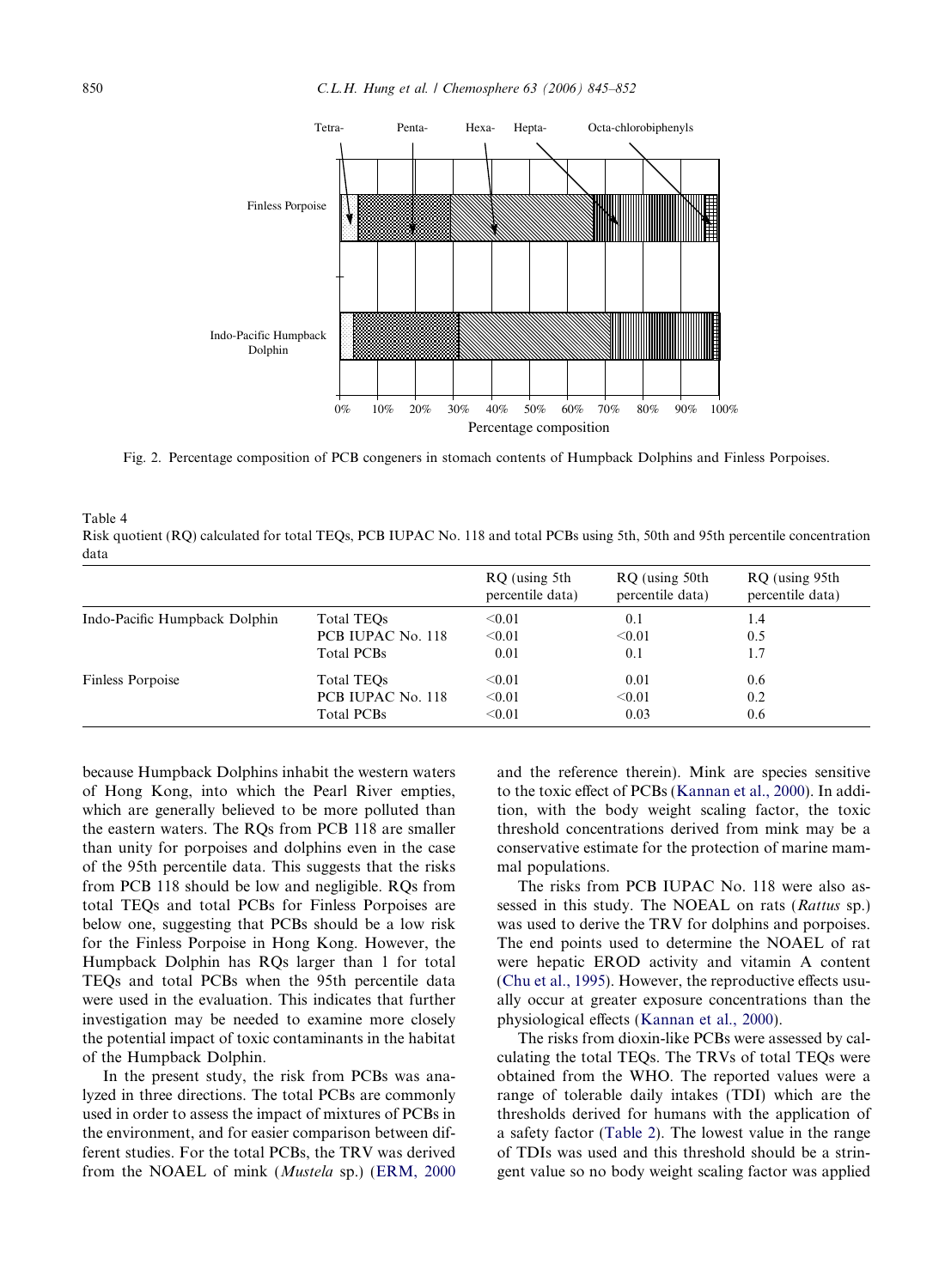Fig. 2. Percentage composition of PCB congeners in stomach contents of Humpback Dolphins and Finless Porpoises.

Table 4
Risk quotient (RQ) calculated for total TEQs, PCB IUPAC No. 118 and total PCBs using 5th, 50th and 95th percentile concentration data

| | | RQ (using 5th percentile data) | RQ (using 50th percentile data) | RQ (using 95th percentile data) |
|---|---|---|---|---|
| Indo-Pacific Humpback Dolphin | Total TEQs | <0.01 | 0.1 | 1.4 |
| | PCB IUPAC No. 118 | <0.01 | <0.01 | 0.5 |
| | Total PCBs | 0.01 | 0.1 | 1.7 |
| Finless Porpoise | Total TEQs | <0.01 | 0.01 | 0.6 |
| | PCB IUPAC No. 118 | <0.01 | <0.01 | 0.2 |
| | Total PCBs | <0.01 | 0.03 | 0.6 |

because Humpback Dolphins inhabit the western waters of Hong Kong, into which the Pearl River empties, which are generally believed to be more polluted than the eastern waters. The RQs from PCB 118 are smaller than unity for porpoises and dolphins even in the case of the 95th percentile data. This suggests that the risks from PCB 118 should be low and negligible. RQs from total TEQs and total PCBs for Finless Porpoises are below one, suggesting that PCBs should be a low risk for the Finless Porpoise in Hong Kong. However, the Humpback Dolphin has RQs larger than 1 for total TEQs and total PCBs when the 95th percentile data were used in the evaluation. This indicates that further investigation may be needed to examine more closely the potential impact of toxic contaminants in the habitat of the Humpback Dolphin.

In the present study, the risk from PCBs was analyzed in three directions. The total PCBs are commonly used in order to assess the impact of mixtures of PCBs in the environment, and for easier comparison between different studies. For the total PCBs, the TRV was derived from the NOAEL of mink (*Mustela* sp.) (ERM, 2000 and the reference therein). Mink are species sensitive to the toxic effect of PCBs (Kannan et al., 2000). In addition, with the body weight scaling factor, the toxic threshold concentrations derived from mink may be a conservative estimate for the protection of marine mammal populations.

The risks from PCB IUPAC No. 118 were also assessed in this study. The NOEAL on rats (*Rattus* sp.) was used to derive the TRV for dolphins and porpoises. The end points used to determine the NOAEL of rat were hepatic EROD activity and vitamin A content (Chu et al., 1995). However, the reproductive effects usually occur at greater exposure concentrations than the physiological effects (Kannan et al., 2000).

The risks from dioxin-like PCBs were assessed by calculating the total TEQs. The TRVs of total TEQs were obtained from the WHO. The reported values were a range of tolerable daily intakes (TDI) which are the thresholds derived for humans with the application of a safety factor (Table 2). The lowest value in the range of TDIs was used and this threshold should be a stringent value so no body weight scaling factor was applied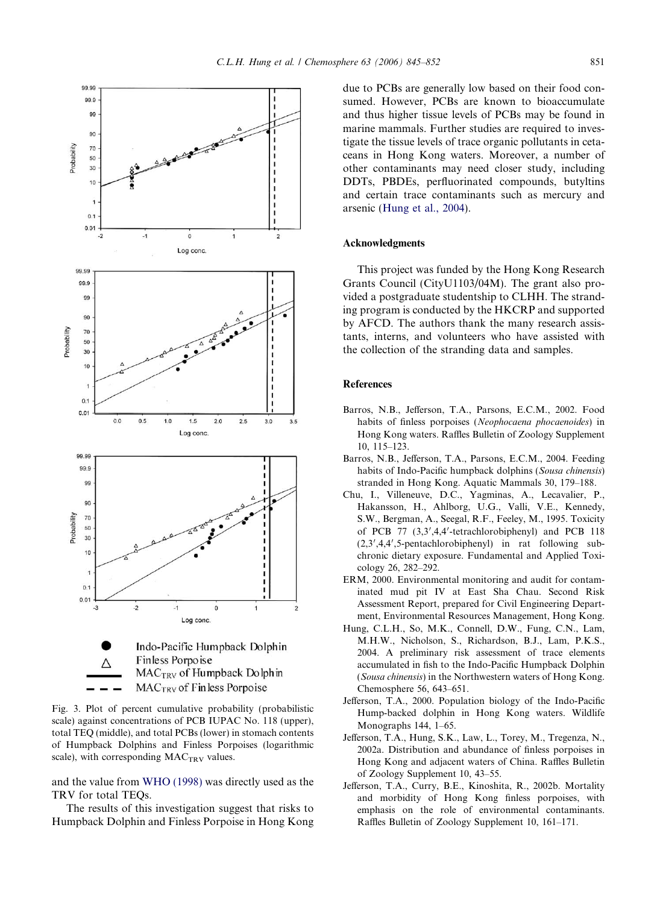Fig. 3. Plot of percent cumulative probability (probabilistic scale) against concentrations of PCB IUPAC No. 118 (upper), total TEQ (middle), and total PCBs (lower) in stomach contents of Humpback Dolphins and Finless Porpoises (logarithmic scale), with corresponding $MAC_{TRV}$ values.

and the value from WHO (1998) was directly used as the TRV for total TEQs.

The results of this investigation suggest that risks to Humpback Dolphin and Finless Porpoise in Hong Kong due to PCBs are generally low based on their food consumed. However, PCBs are known to bioaccumulate and thus higher tissue levels of PCBs may be found in marine mammals. Further studies are required to investigate the tissue levels of trace organic pollutants in cetaceans in Hong Kong waters. Moreover, a number of other contaminants may need closer study, including DDTs, PBDEs, perfluorinated compounds, butyltins and certain trace contaminants such as mercury and arsenic (Hung et al., 2004).

## Acknowledgments

This project was funded by the Hong Kong Research Grants Council (CityU1103/04M). The grant also provided a postgraduate studentship to CLHH. The stranding program is conducted by the HKCRP and supported by AFCD. The authors thank the many research assistants, interns, and volunteers who have assisted with the collection of the stranding data and samples.

## References

Barros, N.B., Jefferson, T.A., Parsons, E.C.M., 2002. Food habits of finless porpoises (*Neophocaena phocaenoides*) in Hong Kong waters. Raffles Bulletin of Zoology Supplement 10, 115–123.

Barros, N.B., Jefferson, T.A., Parsons, E.C.M., 2004. Feeding habits of Indo-Pacific humpback dolphins (*Sousa chinensis*) stranded in Hong Kong. Aquatic Mammals 30, 179–188.

Chu, I., Villeneuve, D.C., Yagminas, A., Lecavalier, P., Hakansson, H., Ahlborg, U.G., Valli, V.E., Kennedy, S.W., Bergman, A., Seegal, R.F., Feeley, M., 1995. Toxicity of PCB 77 (3,3′,4,4′-tetrachlorobiphenyl) and PCB 118 (2,3′,4,4′,5-pentachlorobiphenyl) in rat following subchronic dietary exposure. Fundamental and Applied Toxicology 26, 282–292.

ERM, 2000. Environmental monitoring and audit for contaminated mud pit IV at East Sha Chau. Second Risk Assessment Report, prepared for Civil Engineering Department, Environmental Resources Management, Hong Kong.

Hung, C.L.H., So, M.K., Connell, D.W., Fung, C.N., Lam, M.H.W., Nicholson, S., Richardson, B.J., Lam, P.K.S., 2004. A preliminary risk assessment of trace elements accumulated in fish to the Indo-Pacific Humpback Dolphin (*Sousa chinensis*) in the Northwestern waters of Hong Kong. Chemosphere 56, 643–651.

Jefferson, T.A., 2000. Population biology of the Indo-Pacific Hump-backed dolphin in Hong Kong waters. Wildlife Monographs 144, 1–65.

Jefferson, T.A., Hung, S.K., Law, L., Torey, M., Tregenza, N., 2002a. Distribution and abundance of finless porpoises in Hong Kong and adjacent waters of China. Raffles Bulletin of Zoology Supplement 10, 43–55.

Jefferson, T.A., Curry, B.E., Kinoshita, R., 2002b. Mortality and morbidity of Hong Kong finless porpoises, with emphasis on the role of environmental contaminants. Raffles Bulletin of Zoology Supplement 10, 161–171.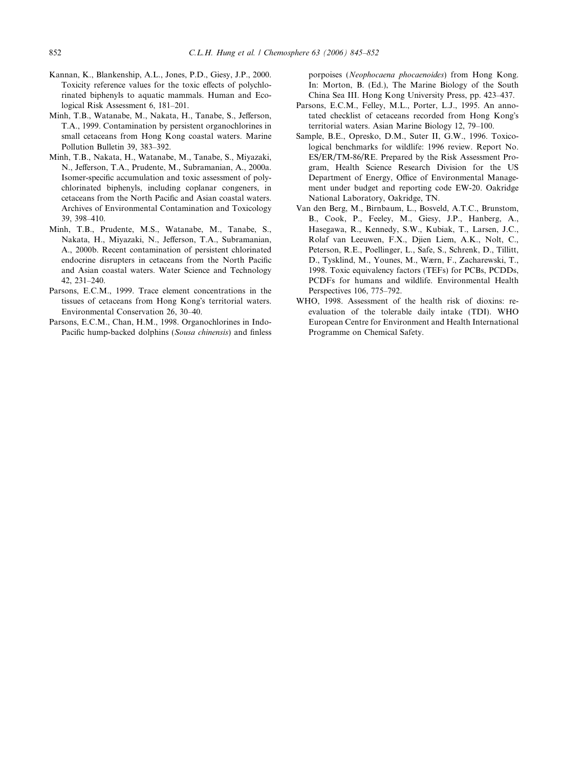Kannan, K., Blankenship, A.L., Jones, P.D., Giesy, J.P., 2000. Toxicity reference values for the toxic effects of polychlorinated biphenyls to aquatic mammals. Human and Ecological Risk Assessment 6, 181–201.

Minh, T.B., Watanabe, M., Nakata, H., Tanabe, S., Jefferson, T.A., 1999. Contamination by persistent organochlorines in small cetaceans from Hong Kong coastal waters. Marine Pollution Bulletin 39, 383–392.

Minh, T.B., Nakata, H., Watanabe, M., Tanabe, S., Miyazaki, N., Jefferson, T.A., Prudente, M., Subramanian, A., 2000a. Isomer-specific accumulation and toxic assessment of polychlorinated biphenyls, including coplanar congeners, in cetaceans from the North Pacific and Asian coastal waters. Archives of Environmental Contamination and Toxicology 39, 398–410.

Minh, T.B., Prudente, M.S., Watanabe, M., Tanabe, S., Nakata, H., Miyazaki, N., Jefferson, T.A., Subramanian, A., 2000b. Recent contamination of persistent chlorinated endocrine disrupters in cetaceans from the North Pacific and Asian coastal waters. Water Science and Technology 42, 231–240.

Parsons, E.C.M., 1999. Trace element concentrations in the tissues of cetaceans from Hong Kong's territorial waters. Environmental Conservation 26, 30–40.

Parsons, E.C.M., Chan, H.M., 1998. Organochlorines in Indo-Pacific hump-backed dolphins (*Sousa chinensis*) and finless porpoises (*Neophocaena phocaenoides*) from Hong Kong. In: Morton, B. (Ed.), The Marine Biology of the South China Sea III. Hong Kong University Press, pp. 423–437.

Parsons, E.C.M., Felley, M.L., Porter, L.J., 1995. An annotated checklist of cetaceans recorded from Hong Kong's territorial waters. Asian Marine Biology 12, 79–100.

Sample, B.E., Opresko, D.M., Suter II, G.W., 1996. Toxicological benchmarks for wildlife: 1996 review. Report No. ES/ER/TM-86/RE. Prepared by the Risk Assessment Program, Health Science Research Division for the US Department of Energy, Office of Environmental Management under budget and reporting code EW-20. Oakridge National Laboratory, Oakridge, TN.

Van den Berg, M., Birnbaum, L., Bosveld, A.T.C., Brunstom, B., Cook, P., Feeley, M., Giesy, J.P., Hanberg, A., Hasegawa, R., Kennedy, S.W., Kubiak, T., Larsen, J.C., Rolaf van Leeuwen, F.X., Djien Liem, A.K., Nolt, C., Peterson, R.E., Poellinger, L., Safe, S., Schrenk, D., Tillitt, D., Tysklind, M., Younes, M., Wærn, F., Zacharewski, T., 1998. Toxic equivalency factors (TEFs) for PCBs, PCDDs, PCDFs for humans and wildlife. Environmental Health Perspectives 106, 775–792.

WHO, 1998. Assessment of the health risk of dioxins: re-evaluation of the tolerable daily intake (TDI). WHO European Centre for Environment and Health International Programme on Chemical Safety.